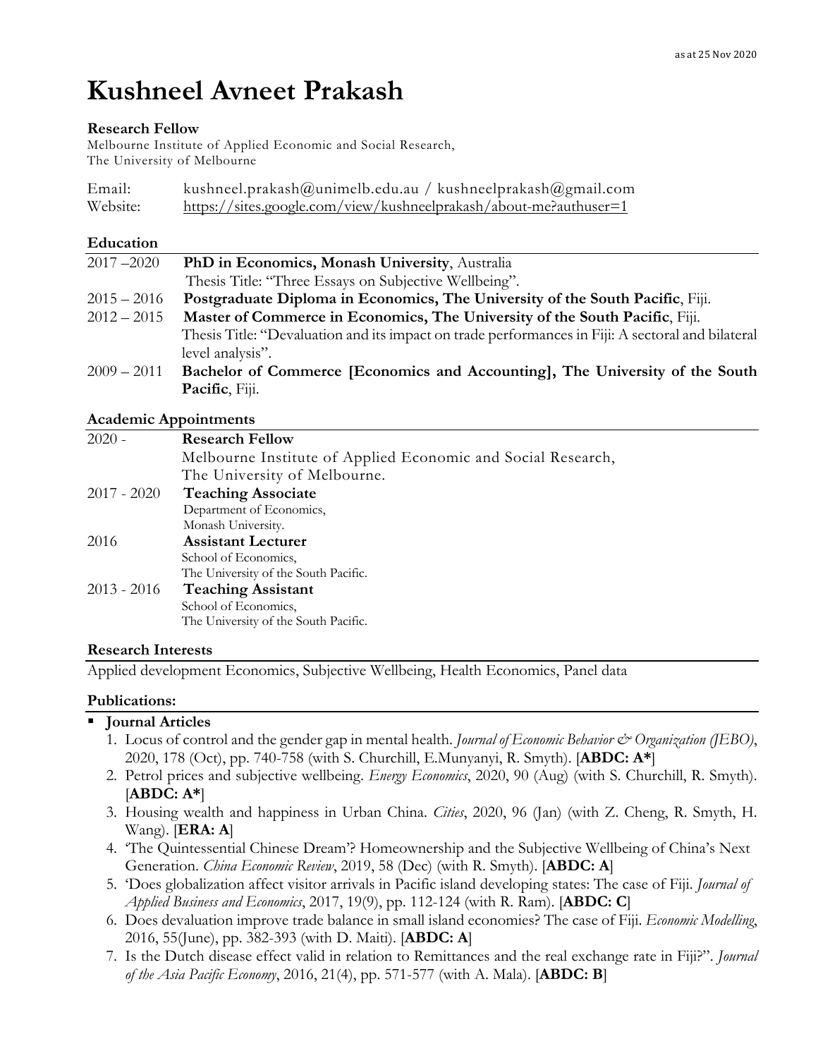as at 25 Nov 2020

# Kushneel Avneet Prakash

**Research Fellow**
Melbourne Institute of Applied Economic and Social Research,
The University of Melbourne

Email: kushneel.prakash@unimelb.edu.au / kushneelprakash@gmail.com
Website: https://sites.google.com/view/kushneelprakash/about-me?authuser=1

## Education

2017 –2020 **PhD in Economics, Monash University**, Australia
Thesis Title: "Three Essays on Subjective Wellbeing".

2015 – 2016 **Postgraduate Diploma in Economics, The University of the South Pacific**, Fiji.

2012 – 2015 **Master of Commerce in Economics, The University of the South Pacific**, Fiji.
Thesis Title: "Devaluation and its impact on trade performances in Fiji: A sectoral and bilateral level analysis".

2009 – 2011 **Bachelor of Commerce [Economics and Accounting], The University of the South Pacific**, Fiji.

## Academic Appointments

2020 - **Research Fellow**
Melbourne Institute of Applied Economic and Social Research,
The University of Melbourne.

2017 - 2020 **Teaching Associate**
Department of Economics,
Monash University.

2016 **Assistant Lecturer**
School of Economics,
The University of the South Pacific.

2013 - 2016 **Teaching Assistant**
School of Economics,
The University of the South Pacific.

## Research Interests

Applied development Economics, Subjective Wellbeing, Health Economics, Panel data

## Publications:

- **Journal Articles**
  1. Locus of control and the gender gap in mental health. *Journal of Economic Behavior & Organization (JEBO)*, 2020, 178 (Oct), pp. 740-758 (with S. Churchill, E.Munyanyi, R. Smyth). [**ABDC: A***]
  2. Petrol prices and subjective wellbeing. *Energy Economics*, 2020, 90 (Aug) (with S. Churchill, R. Smyth). [**ABDC: A***]
  3. Housing wealth and happiness in Urban China. *Cities*, 2020, 96 (Jan) (with Z. Cheng, R. Smyth, H. Wang). [**ERA: A**]
  4. 'The Quintessential Chinese Dream'? Homeownership and the Subjective Wellbeing of China's Next Generation. *China Economic Review*, 2019, 58 (Dec) (with R. Smyth). [**ABDC: A**]
  5. 'Does globalization affect visitor arrivals in Pacific island developing states: The case of Fiji. *Journal of Applied Business and Economics*, 2017, 19(9), pp. 112-124 (with R. Ram). [**ABDC: C**]
  6. Does devaluation improve trade balance in small island economies? The case of Fiji. *Economic Modelling*, 2016, 55(June), pp. 382-393 (with D. Maiti). [**ABDC: A**]
  7. Is the Dutch disease effect valid in relation to Remittances and the real exchange rate in Fiji?". *Journal of the Asia Pacific Economy*, 2016, 21(4), pp. 571-577 (with A. Mala). [**ABDC: B**]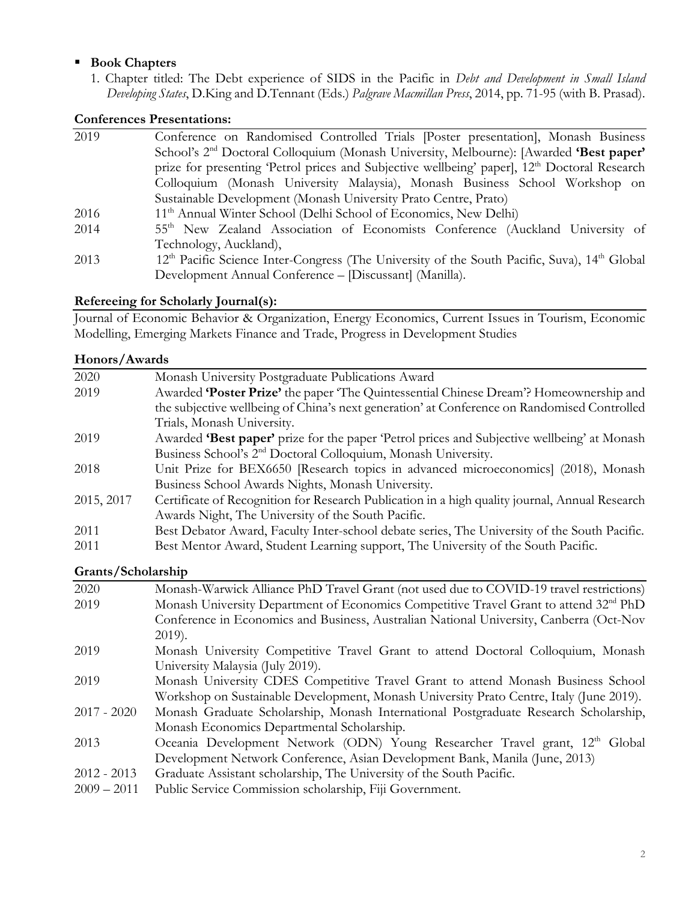- **Book Chapters**
  1. Chapter titled: The Debt experience of SIDS in the Pacific in *Debt and Development in Small Island Developing States*, D.King and D.Tennant (Eds.) *Palgrave Macmillan Press*, 2014, pp. 71-95 (with B. Prasad).

**Conferences Presentations:**

| | |
|---|---|
| 2019 | Conference on Randomised Controlled Trials [Poster presentation], Monash Business School's 2nd Doctoral Colloquium (Monash University, Melbourne): [Awarded **'Best paper'** prize for presenting 'Petrol prices and Subjective wellbeing' paper], 12th Doctoral Research Colloquium (Monash University Malaysia), Monash Business School Workshop on Sustainable Development (Monash University Prato Centre, Prato) |
| 2016 | 11th Annual Winter School (Delhi School of Economics, New Delhi) |
| 2014 | 55th New Zealand Association of Economists Conference (Auckland University of Technology, Auckland), |
| 2013 | 12th Pacific Science Inter-Congress (The University of the South Pacific, Suva), 14th Global Development Annual Conference – [Discussant] (Manilla). |

**Refereeing for Scholarly Journal(s):**

Journal of Economic Behavior & Organization, Energy Economics, Current Issues in Tourism, Economic Modelling, Emerging Markets Finance and Trade, Progress in Development Studies

**Honors/Awards**

| | |
|---|---|
| 2020 | Monash University Postgraduate Publications Award |
| 2019 | Awarded **'Poster Prize'** the paper 'The Quintessential Chinese Dream'? Homeownership and the subjective wellbeing of China's next generation' at Conference on Randomised Controlled Trials, Monash University. |
| 2019 | Awarded **'Best paper'** prize for the paper 'Petrol prices and Subjective wellbeing' at Monash Business School's 2nd Doctoral Colloquium, Monash University. |
| 2018 | Unit Prize for BEX6650 [Research topics in advanced microeconomics] (2018), Monash Business School Awards Nights, Monash University. |
| 2015, 2017 | Certificate of Recognition for Research Publication in a high quality journal, Annual Research Awards Night, The University of the South Pacific. |
| 2011 | Best Debator Award, Faculty Inter-school debate series, The University of the South Pacific. |
| 2011 | Best Mentor Award, Student Learning support, The University of the South Pacific. |

**Grants/Scholarship**

| | |
|---|---|
| 2020 | Monash-Warwick Alliance PhD Travel Grant (not used due to COVID-19 travel restrictions) |
| 2019 | Monash University Department of Economics Competitive Travel Grant to attend 32nd PhD Conference in Economics and Business, Australian National University, Canberra (Oct-Nov 2019). |
| 2019 | Monash University Competitive Travel Grant to attend Doctoral Colloquium, Monash University Malaysia (July 2019). |
| 2019 | Monash University CDES Competitive Travel Grant to attend Monash Business School Workshop on Sustainable Development, Monash University Prato Centre, Italy (June 2019). |
| 2017 - 2020 | Monash Graduate Scholarship, Monash International Postgraduate Research Scholarship, Monash Economics Departmental Scholarship. |
| 2013 | Oceania Development Network (ODN) Young Researcher Travel grant, 12th Global Development Network Conference, Asian Development Bank, Manila (June, 2013) |
| 2012 - 2013 | Graduate Assistant scholarship, The University of the South Pacific. |
| 2009 – 2011 | Public Service Commission scholarship, Fiji Government. |